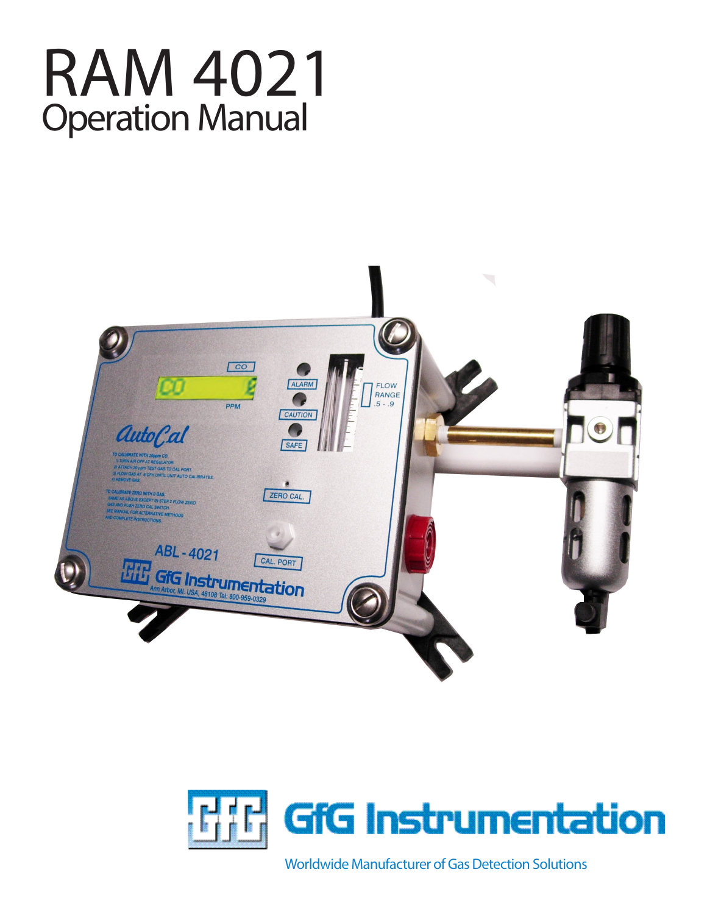# RAM 4021

## Operation Manual

GfG Instrumentation

Worldwide Manufacturer of Gas Detection Solutions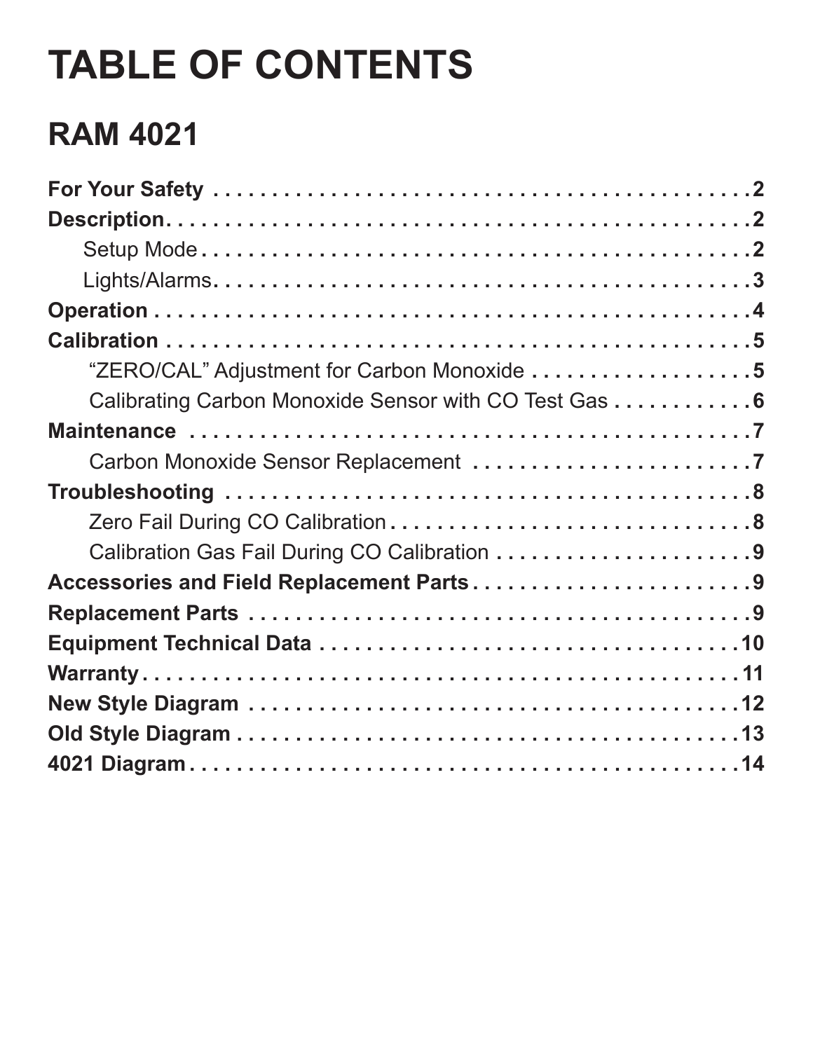# TABLE OF CONTENTS

## RAM 4021

**For Your Safety** . . . . . . . . . . . . . . . . . . . . . . . . . . . . . . . . . . . . . . . . . . . . . **2**

**Description** . . . . . . . . . . . . . . . . . . . . . . . . . . . . . . . . . . . . . . . . . . . . . . . **2**

- Setup Mode . . . . . . . . . . . . . . . . . . . . . . . . . . . . . . . . . . . . . . . . . . . . . . 2
- Lights/Alarms . . . . . . . . . . . . . . . . . . . . . . . . . . . . . . . . . . . . . . . . . . . . . 3

**Operation** . . . . . . . . . . . . . . . . . . . . . . . . . . . . . . . . . . . . . . . . . . . . . . . . **4**

**Calibration** . . . . . . . . . . . . . . . . . . . . . . . . . . . . . . . . . . . . . . . . . . . . . . . **5**

- "ZERO/CAL" Adjustment for Carbon Monoxide . . . . . . . . . . . . . . . . . . . 5
- Calibrating Carbon Monoxide Sensor with CO Test Gas . . . . . . . . . . . . 6

**Maintenance** . . . . . . . . . . . . . . . . . . . . . . . . . . . . . . . . . . . . . . . . . . . . . . **7**

- Carbon Monoxide Sensor Replacement . . . . . . . . . . . . . . . . . . . . . . . . 7

**Troubleshooting** . . . . . . . . . . . . . . . . . . . . . . . . . . . . . . . . . . . . . . . . . . . **8**

- Zero Fail During CO Calibration . . . . . . . . . . . . . . . . . . . . . . . . . . . . . . . 8
- Calibration Gas Fail During CO Calibration . . . . . . . . . . . . . . . . . . . . . . 9

**Accessories and Field Replacement Parts** . . . . . . . . . . . . . . . . . . . . . . . . **9**

**Replacement Parts** . . . . . . . . . . . . . . . . . . . . . . . . . . . . . . . . . . . . . . . . . . **9**

**Equipment Technical Data** . . . . . . . . . . . . . . . . . . . . . . . . . . . . . . . . . . . **10**

**Warranty** . . . . . . . . . . . . . . . . . . . . . . . . . . . . . . . . . . . . . . . . . . . . . . . . **11**

**New Style Diagram** . . . . . . . . . . . . . . . . . . . . . . . . . . . . . . . . . . . . . . . . . **12**

**Old Style Diagram** . . . . . . . . . . . . . . . . . . . . . . . . . . . . . . . . . . . . . . . . . . **13**

**4021 Diagram** . . . . . . . . . . . . . . . . . . . . . . . . . . . . . . . . . . . . . . . . . . . . . **14**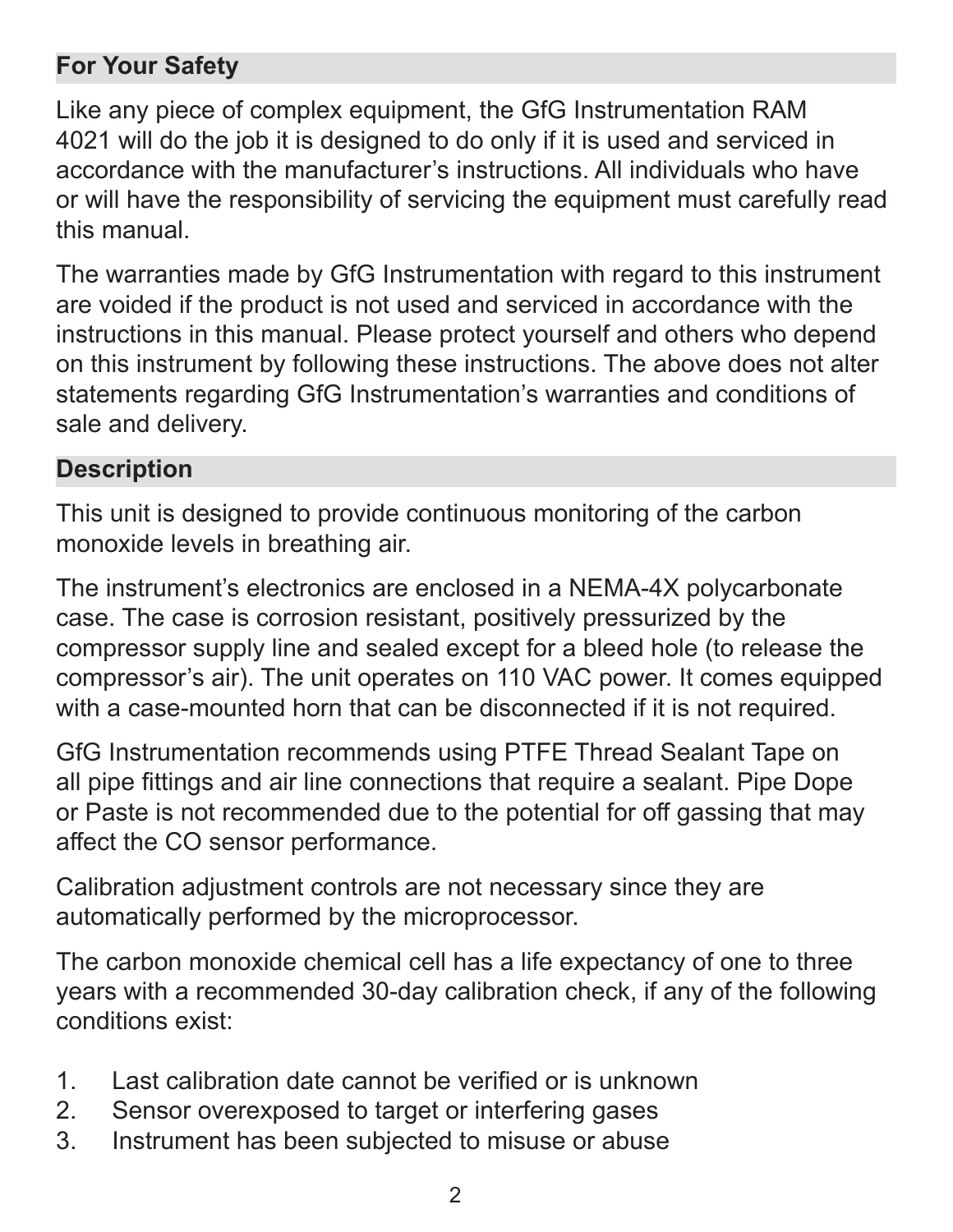## For Your Safety

Like any piece of complex equipment, the GfG Instrumentation RAM 4021 will do the job it is designed to do only if it is used and serviced in accordance with the manufacturer's instructions. All individuals who have or will have the responsibility of servicing the equipment must carefully read this manual.

The warranties made by GfG Instrumentation with regard to this instrument are voided if the product is not used and serviced in accordance with the instructions in this manual. Please protect yourself and others who depend on this instrument by following these instructions. The above does not alter statements regarding GfG Instrumentation's warranties and conditions of sale and delivery.

## Description

This unit is designed to provide continuous monitoring of the carbon monoxide levels in breathing air.

The instrument's electronics are enclosed in a NEMA-4X polycarbonate case. The case is corrosion resistant, positively pressurized by the compressor supply line and sealed except for a bleed hole (to release the compressor's air). The unit operates on 110 VAC power. It comes equipped with a case-mounted horn that can be disconnected if it is not required.

GfG Instrumentation recommends using PTFE Thread Sealant Tape on all pipe fittings and air line connections that require a sealant. Pipe Dope or Paste is not recommended due to the potential for off gassing that may affect the CO sensor performance.

Calibration adjustment controls are not necessary since they are automatically performed by the microprocessor.

The carbon monoxide chemical cell has a life expectancy of one to three years with a recommended 30-day calibration check, if any of the following conditions exist:

1. Last calibration date cannot be verified or is unknown
2. Sensor overexposed to target or interfering gases
3. Instrument has been subjected to misuse or abuse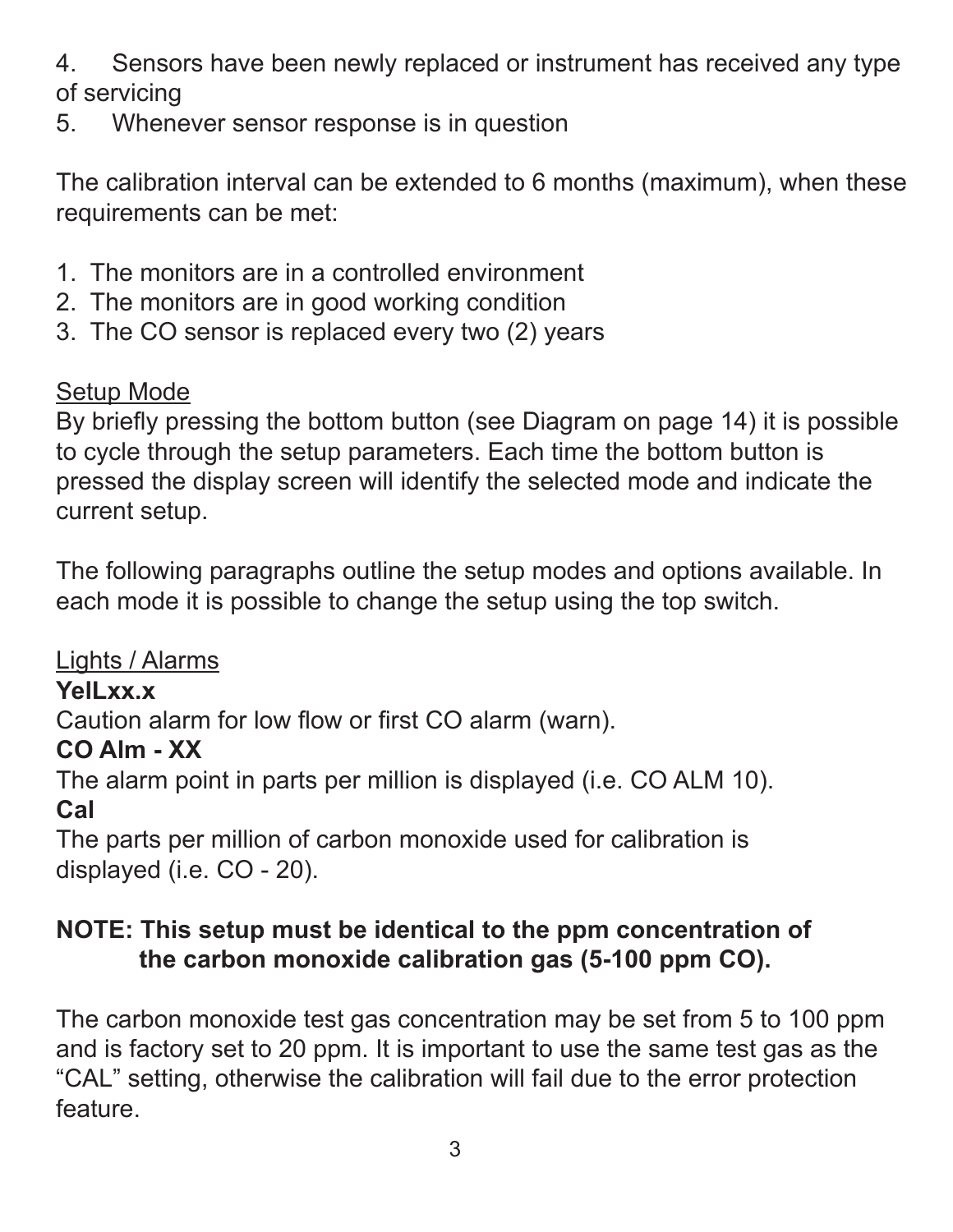4. Sensors have been newly replaced or instrument has received any type of servicing
5. Whenever sensor response is in question

The calibration interval can be extended to 6 months (maximum), when these requirements can be met:

1. The monitors are in a controlled environment
2. The monitors are in good working condition
3. The CO sensor is replaced every two (2) years

Setup Mode

By briefly pressing the bottom button (see Diagram on page 14) it is possible to cycle through the setup parameters. Each time the bottom button is pressed the display screen will identify the selected mode and indicate the current setup.

The following paragraphs outline the setup modes and options available. In each mode it is possible to change the setup using the top switch.

Lights / Alarms

**YelLxx.x**

Caution alarm for low flow or first CO alarm (warn).

**CO Alm - XX**

The alarm point in parts per million is displayed (i.e. CO ALM 10).

**Cal**

The parts per million of carbon monoxide used for calibration is displayed (i.e. CO - 20).

**NOTE: This setup must be identical to the ppm concentration of the carbon monoxide calibration gas (5-100 ppm CO).**

The carbon monoxide test gas concentration may be set from 5 to 100 ppm and is factory set to 20 ppm. It is important to use the same test gas as the “CAL” setting, otherwise the calibration will fail due to the error protection feature.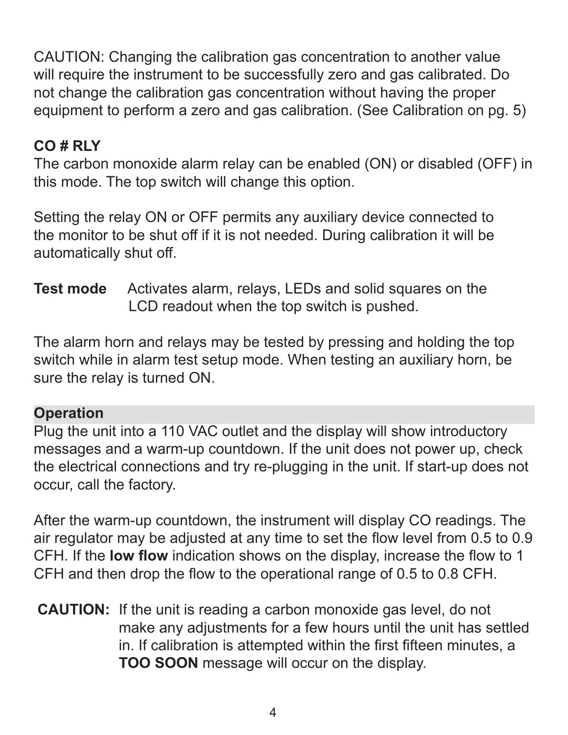CAUTION: Changing the calibration gas concentration to another value will require the instrument to be successfully zero and gas calibrated. Do not change the calibration gas concentration without having the proper equipment to perform a zero and gas calibration. (See Calibration on pg. 5)

**CO # RLY**

The carbon monoxide alarm relay can be enabled (ON) or disabled (OFF) in this mode. The top switch will change this option.

Setting the relay ON or OFF permits any auxiliary device connected to the monitor to be shut off if it is not needed. During calibration it will be automatically shut off.

**Test mode** Activates alarm, relays, LEDs and solid squares on the LCD readout when the top switch is pushed.

The alarm horn and relays may be tested by pressing and holding the top switch while in alarm test setup mode. When testing an auxiliary horn, be sure the relay is turned ON.

## Operation

Plug the unit into a 110 VAC outlet and the display will show introductory messages and a warm-up countdown. If the unit does not power up, check the electrical connections and try re-plugging in the unit. If start-up does not occur, call the factory.

After the warm-up countdown, the instrument will display CO readings. The air regulator may be adjusted at any time to set the flow level from 0.5 to 0.9 CFH. If the **low flow** indication shows on the display, increase the flow to 1 CFH and then drop the flow to the operational range of 0.5 to 0.8 CFH.

**CAUTION:** If the unit is reading a carbon monoxide gas level, do not make any adjustments for a few hours until the unit has settled in. If calibration is attempted within the first fifteen minutes, a **TOO SOON** message will occur on the display.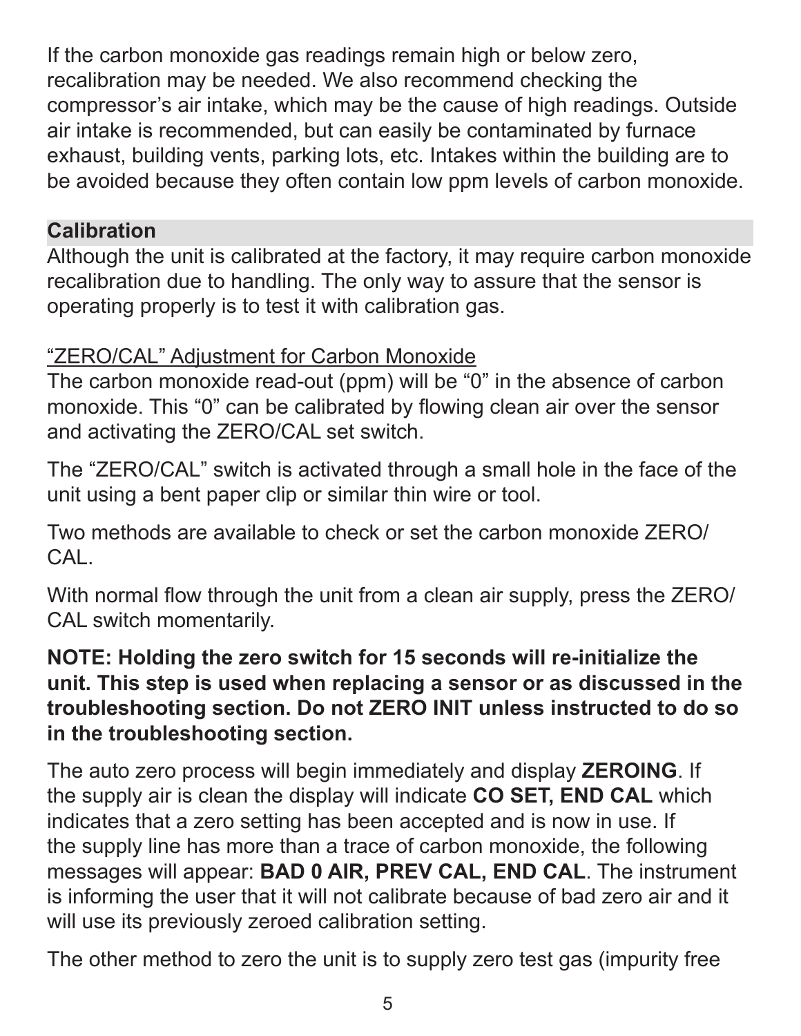If the carbon monoxide gas readings remain high or below zero, recalibration may be needed. We also recommend checking the compressor's air intake, which may be the cause of high readings. Outside air intake is recommended, but can easily be contaminated by furnace exhaust, building vents, parking lots, etc. Intakes within the building are to be avoided because they often contain low ppm levels of carbon monoxide.

## Calibration

Although the unit is calibrated at the factory, it may require carbon monoxide recalibration due to handling. The only way to assure that the sensor is operating properly is to test it with calibration gas.

<u>"ZERO/CAL" Adjustment for Carbon Monoxide</u>

The carbon monoxide read-out (ppm) will be "0" in the absence of carbon monoxide. This "0" can be calibrated by flowing clean air over the sensor and activating the ZERO/CAL set switch.

The "ZERO/CAL" switch is activated through a small hole in the face of the unit using a bent paper clip or similar thin wire or tool.

Two methods are available to check or set the carbon monoxide ZERO/CAL.

With normal flow through the unit from a clean air supply, press the ZERO/CAL switch momentarily.

**NOTE: Holding the zero switch for 15 seconds will re-initialize the unit. This step is used when replacing a sensor or as discussed in the troubleshooting section. Do not ZERO INIT unless instructed to do so in the troubleshooting section.**

The auto zero process will begin immediately and display **ZEROING**. If the supply air is clean the display will indicate **CO SET, END CAL** which indicates that a zero setting has been accepted and is now in use. If the supply line has more than a trace of carbon monoxide, the following messages will appear: **BAD 0 AIR, PREV CAL, END CAL**. The instrument is informing the user that it will not calibrate because of bad zero air and it will use its previously zeroed calibration setting.

The other method to zero the unit is to supply zero test gas (impurity free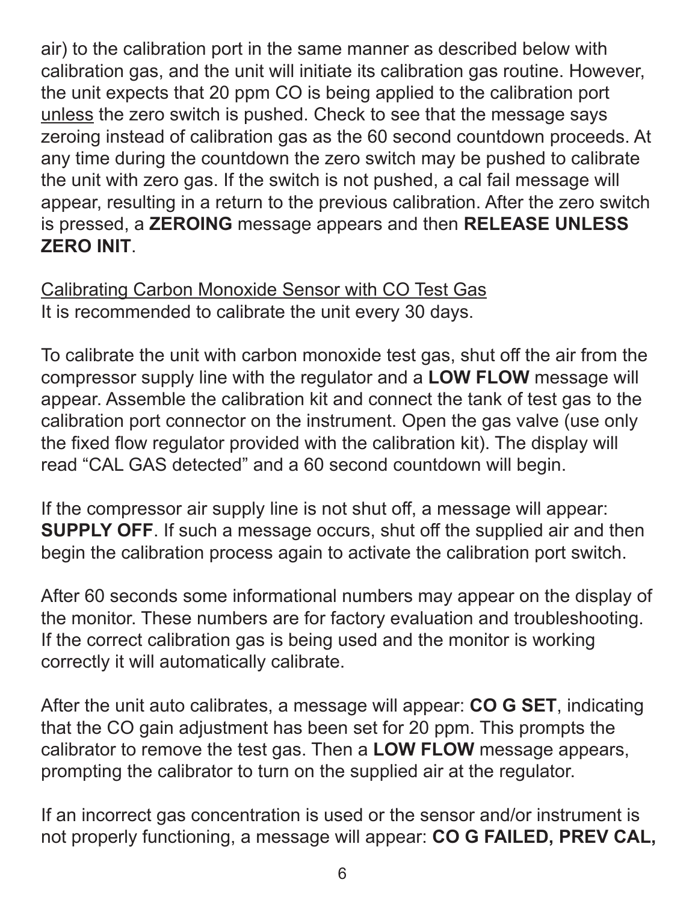air) to the calibration port in the same manner as described below with calibration gas, and the unit will initiate its calibration gas routine. However, the unit expects that 20 ppm CO is being applied to the calibration port unless the zero switch is pushed. Check to see that the message says zeroing instead of calibration gas as the 60 second countdown proceeds. At any time during the countdown the zero switch may be pushed to calibrate the unit with zero gas. If the switch is not pushed, a cal fail message will appear, resulting in a return to the previous calibration. After the zero switch is pressed, a **ZEROING** message appears and then **RELEASE UNLESS ZERO INIT**.

Calibrating Carbon Monoxide Sensor with CO Test Gas

It is recommended to calibrate the unit every 30 days.

To calibrate the unit with carbon monoxide test gas, shut off the air from the compressor supply line with the regulator and a **LOW FLOW** message will appear. Assemble the calibration kit and connect the tank of test gas to the calibration port connector on the instrument. Open the gas valve (use only the fixed flow regulator provided with the calibration kit). The display will read “CAL GAS detected” and a 60 second countdown will begin.

If the compressor air supply line is not shut off, a message will appear: **SUPPLY OFF**. If such a message occurs, shut off the supplied air and then begin the calibration process again to activate the calibration port switch.

After 60 seconds some informational numbers may appear on the display of the monitor. These numbers are for factory evaluation and troubleshooting. If the correct calibration gas is being used and the monitor is working correctly it will automatically calibrate.

After the unit auto calibrates, a message will appear: **CO G SET**, indicating that the CO gain adjustment has been set for 20 ppm. This prompts the calibrator to remove the test gas. Then a **LOW FLOW** message appears, prompting the calibrator to turn on the supplied air at the regulator.

If an incorrect gas concentration is used or the sensor and/or instrument is not properly functioning, a message will appear: **CO G FAILED, PREV CAL,**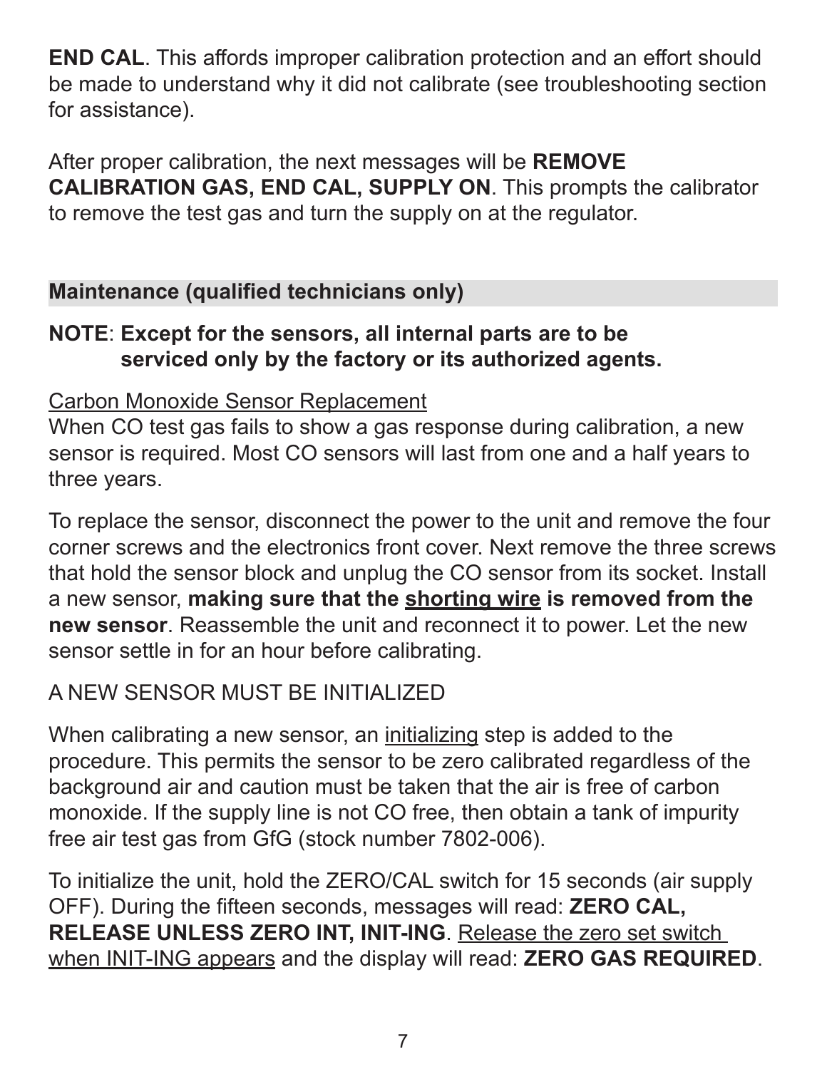**END CAL**. This affords improper calibration protection and an effort should be made to understand why it did not calibrate (see troubleshooting section for assistance).

After proper calibration, the next messages will be **REMOVE CALIBRATION GAS, END CAL, SUPPLY ON**. This prompts the calibrator to remove the test gas and turn the supply on at the regulator.

## Maintenance (qualified technicians only)

**NOTE**: **Except for the sensors, all internal parts are to be serviced only by the factory or its authorized agents.**

<u>Carbon Monoxide Sensor Replacement</u>

When CO test gas fails to show a gas response during calibration, a new sensor is required. Most CO sensors will last from one and a half years to three years.

To replace the sensor, disconnect the power to the unit and remove the four corner screws and the electronics front cover. Next remove the three screws that hold the sensor block and unplug the CO sensor from its socket. Install a new sensor, **making sure that the <u>shorting wire</u> is removed from the new sensor**. Reassemble the unit and reconnect it to power. Let the new sensor settle in for an hour before calibrating.

A NEW SENSOR MUST BE INITIALIZED

When calibrating a new sensor, an <u>initializing</u> step is added to the procedure. This permits the sensor to be zero calibrated regardless of the background air and caution must be taken that the air is free of carbon monoxide. If the supply line is not CO free, then obtain a tank of impurity free air test gas from GfG (stock number 7802-006).

To initialize the unit, hold the ZERO/CAL switch for 15 seconds (air supply OFF). During the fifteen seconds, messages will read: **ZERO CAL, RELEASE UNLESS ZERO INT, INIT-ING**. <u>Release the zero set switch when INIT-ING appears</u> and the display will read: **ZERO GAS REQUIRED**.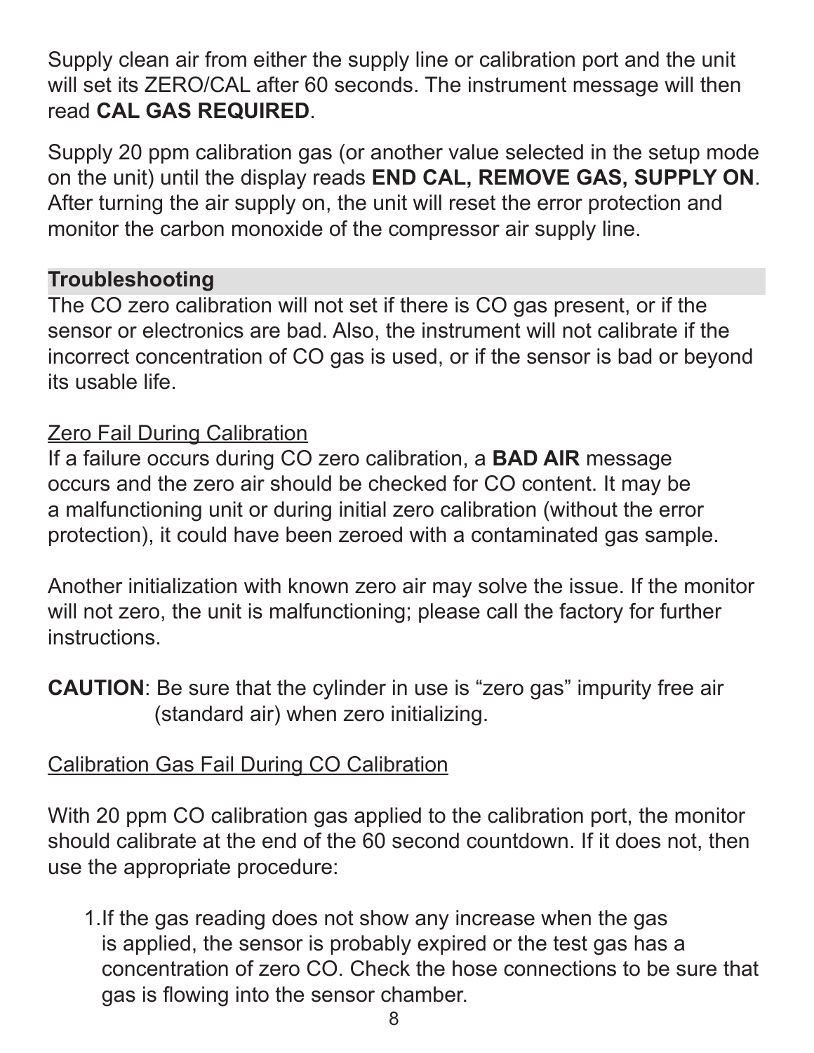Supply clean air from either the supply line or calibration port and the unit will set its ZERO/CAL after 60 seconds. The instrument message will then read **CAL GAS REQUIRED**.

Supply 20 ppm calibration gas (or another value selected in the setup mode on the unit) until the display reads **END CAL, REMOVE GAS, SUPPLY ON**. After turning the air supply on, the unit will reset the error protection and monitor the carbon monoxide of the compressor air supply line.

## Troubleshooting

The CO zero calibration will not set if there is CO gas present, or if the sensor or electronics are bad. Also, the instrument will not calibrate if the incorrect concentration of CO gas is used, or if the sensor is bad or beyond its usable life.

### Zero Fail During Calibration

If a failure occurs during CO zero calibration, a **BAD AIR** message occurs and the zero air should be checked for CO content. It may be a malfunctioning unit or during initial zero calibration (without the error protection), it could have been zeroed with a contaminated gas sample.

Another initialization with known zero air may solve the issue. If the monitor will not zero, the unit is malfunctioning; please call the factory for further instructions.

**CAUTION**: Be sure that the cylinder in use is "zero gas" impurity free air (standard air) when zero initializing.

### Calibration Gas Fail During CO Calibration

With 20 ppm CO calibration gas applied to the calibration port, the monitor should calibrate at the end of the 60 second countdown. If it does not, then use the appropriate procedure:

1. If the gas reading does not show any increase when the gas is applied, the sensor is probably expired or the test gas has a concentration of zero CO. Check the hose connections to be sure that gas is flowing into the sensor chamber.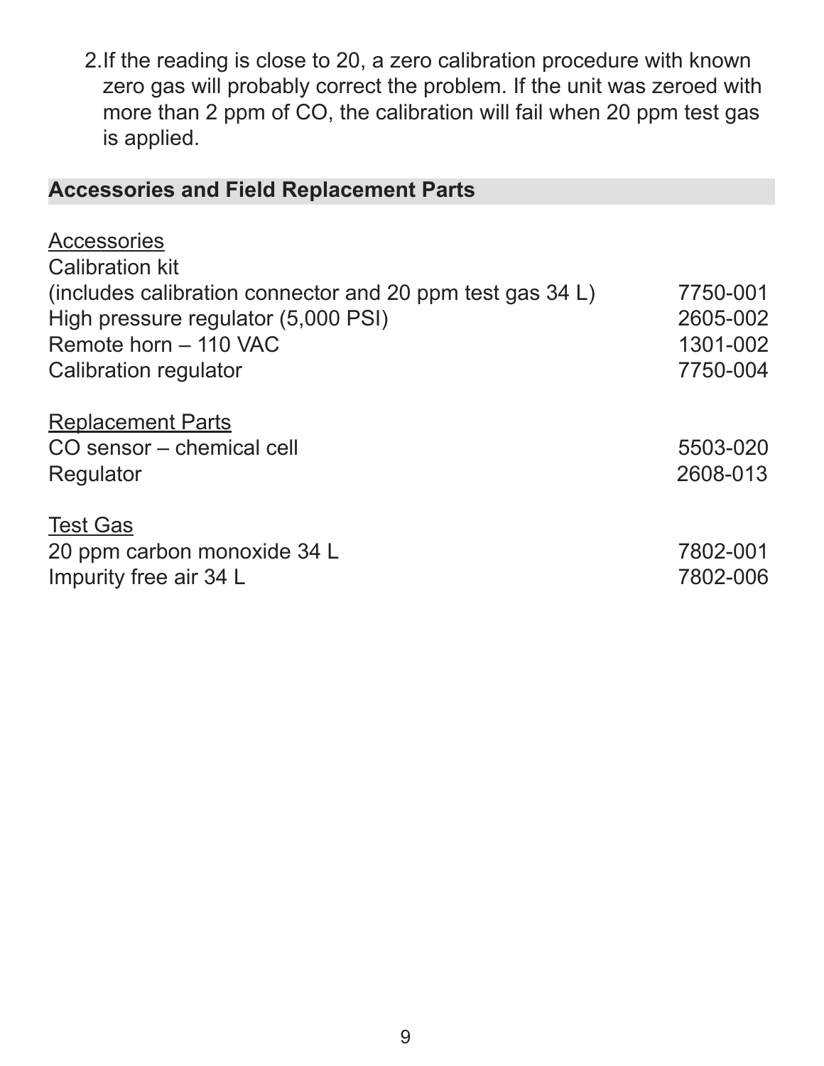2. If the reading is close to 20, a zero calibration procedure with known zero gas will probably correct the problem. If the unit was zeroed with more than 2 ppm of CO, the calibration will fail when 20 ppm test gas is applied.

## Accessories and Field Replacement Parts

<u>Accessories</u>

| | |
|---|---|
| Calibration kit (includes calibration connector and 20 ppm test gas 34 L) | 7750-001 |
| High pressure regulator (5,000 PSI) | 2605-002 |
| Remote horn – 110 VAC | 1301-002 |
| Calibration regulator | 7750-004 |

<u>Replacement Parts</u>

| | |
|---|---|
| CO sensor – chemical cell | 5503-020 |
| Regulator | 2608-013 |

<u>Test Gas</u>

| | |
|---|---|
| 20 ppm carbon monoxide 34 L | 7802-001 |
| Impurity free air 34 L | 7802-006 |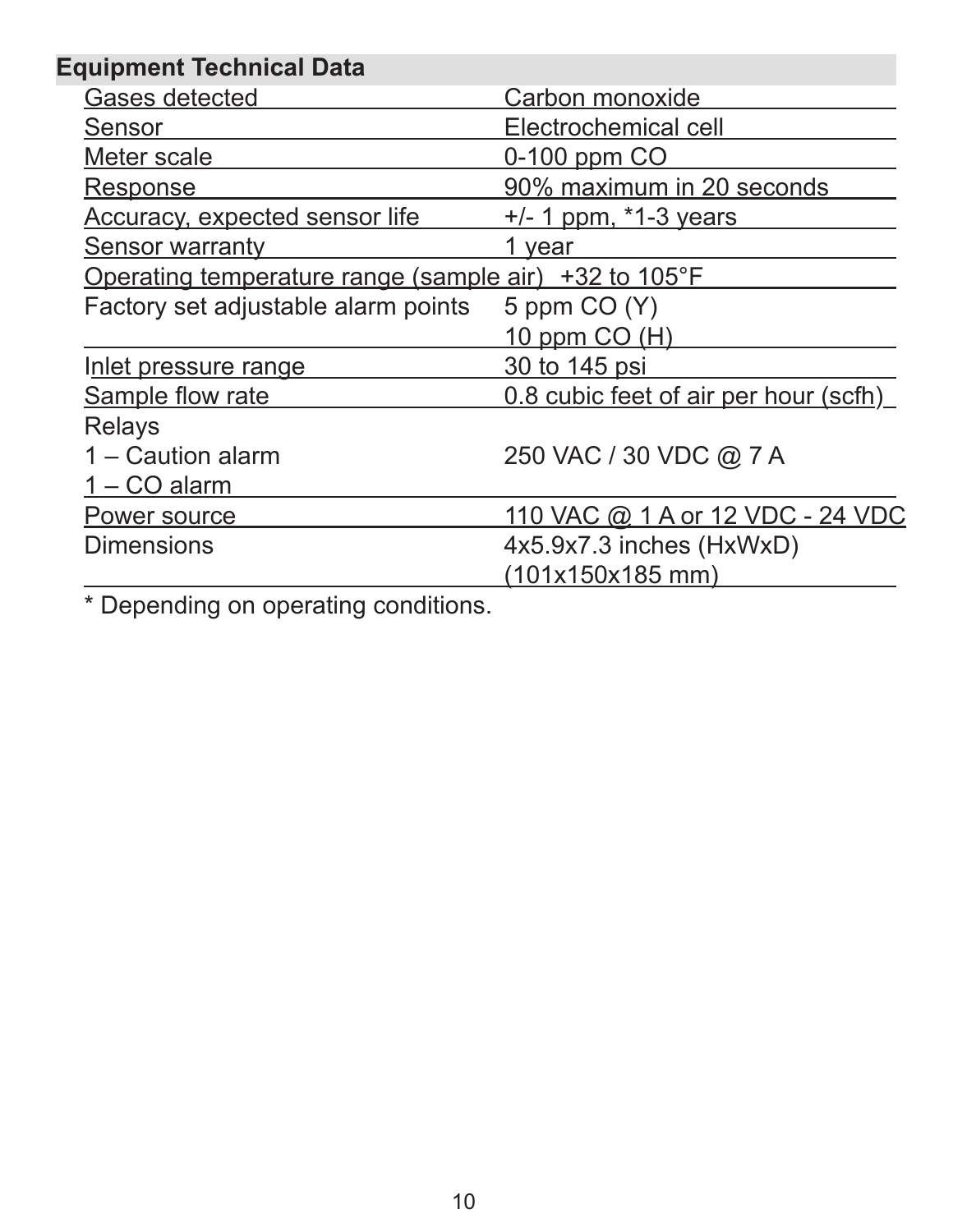## Equipment Technical Data

| | |
|---|---|
| Gases detected | Carbon monoxide |
| Sensor | Electrochemical cell |
| Meter scale | 0-100 ppm CO |
| Response | 90% maximum in 20 seconds |
| Accuracy, expected sensor life | +/- 1 ppm, *1-3 years |
| Sensor warranty | 1 year |
| Operating temperature range (sample air) | +32 to 105°F |
| Factory set adjustable alarm points | 5 ppm CO (Y)<br>10 ppm CO (H) |
| Inlet pressure range | 30 to 145 psi |
| Sample flow rate | 0.8 cubic feet of air per hour (scfh) |
| Relays<br>1 – Caution alarm<br>1 – CO alarm | 250 VAC / 30 VDC @ 7 A |
| Power source | 110 VAC @ 1 A or 12 VDC - 24 VDC |
| Dimensions | 4x5.9x7.3 inches (HxWxD)<br>(101x150x185 mm) |

* Depending on operating conditions.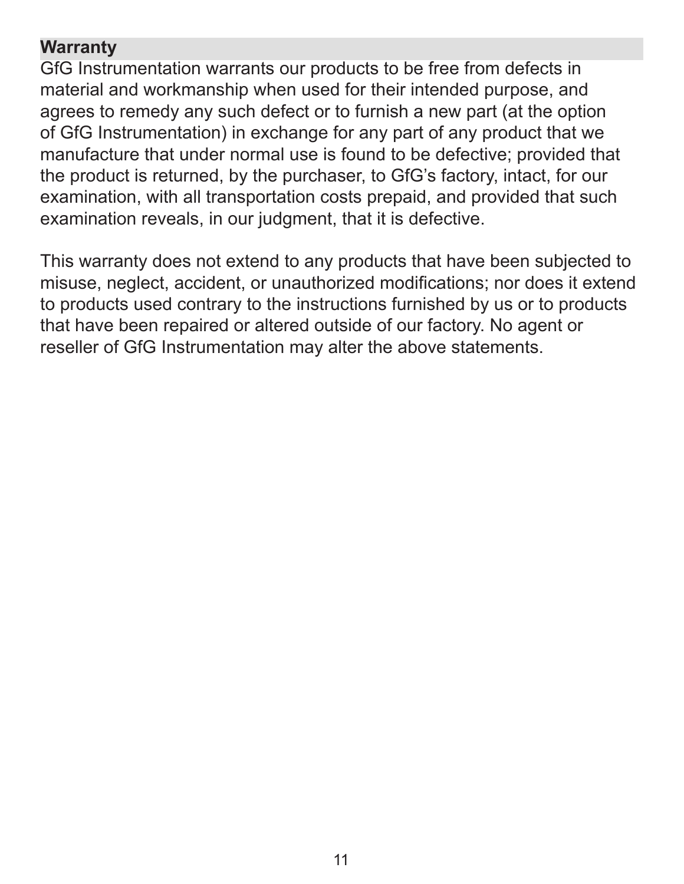## Warranty

GfG Instrumentation warrants our products to be free from defects in material and workmanship when used for their intended purpose, and agrees to remedy any such defect or to furnish a new part (at the option of GfG Instrumentation) in exchange for any part of any product that we manufacture that under normal use is found to be defective; provided that the product is returned, by the purchaser, to GfG's factory, intact, for our examination, with all transportation costs prepaid, and provided that such examination reveals, in our judgment, that it is defective.

This warranty does not extend to any products that have been subjected to misuse, neglect, accident, or unauthorized modifications; nor does it extend to products used contrary to the instructions furnished by us or to products that have been repaired or altered outside of our factory. No agent or reseller of GfG Instrumentation may alter the above statements.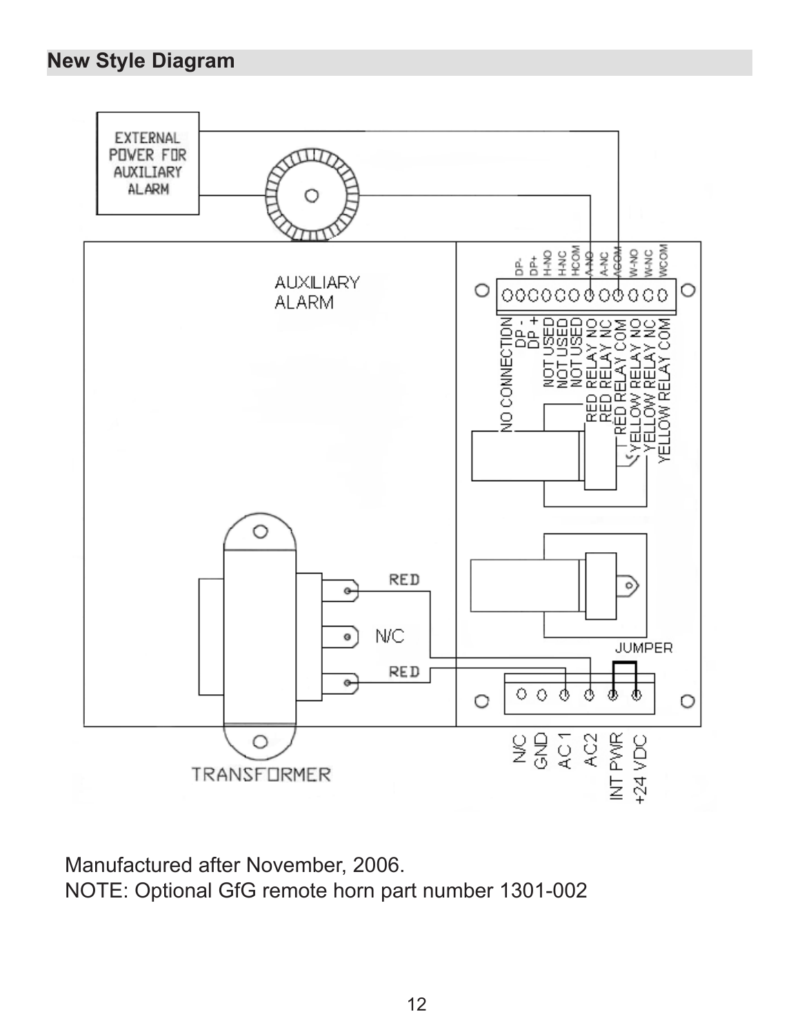## New Style Diagram

Manufactured after November, 2006.
NOTE: Optional GfG remote horn part number 1301-002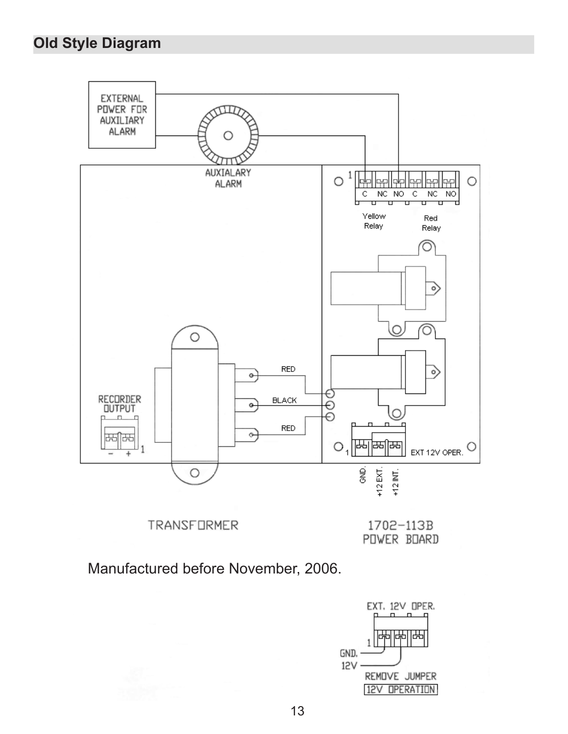## Old Style Diagram

EXTERNAL POWER FOR AUXILIARY ALARM

AUXIALARY ALARM

C NC NO C NC NO

Yellow Relay

Red Relay

RED

BLACK

RED

RECORDER OUTPUT

EXT 12V OPER.

GND. +12 EXT. +12 INT.

TRANSFORMER

1702-113B POWER BOARD

Manufactured before November, 2006.

EXT. 12V OPER.

GND.

12V

REMOVE JUMPER

12V OPERATION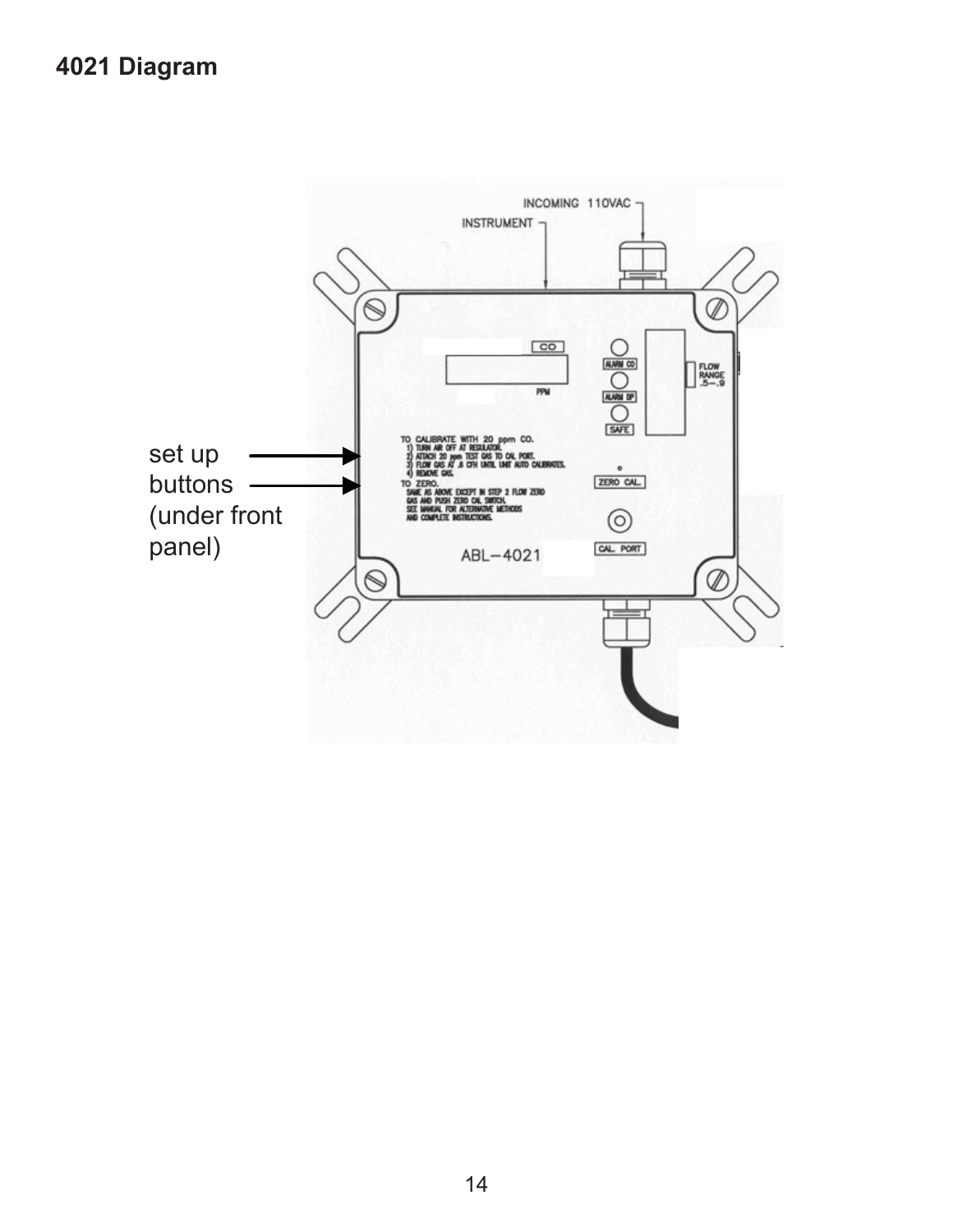# 4021 Diagram

INCOMING 110VAC

INSTRUMENT

CO

PPM

ALARM CO

ALARM DP

SAFE

FLOW RANGE .5–.9

set up buttons (under front panel)

TO CALIBRATE WITH 20 ppm CO.
1) TURN AIR OFF AT REGULATOR.
2) ATTACH 20 ppm TEST GAS TO CAL PORT.
3) FLOW GAS AT .8 CFH UNTIL UNIT AUTO CALIBRATES.
4) REMOVE GAS.
TO ZERO.
SAME AS ABOVE EXCEPT IN STEP 2 FLOW ZERO GAS AND PUSH ZERO CAL SWITCH.
SEE MANUAL FOR ALTERNATIVE METHODS AND COMPLETE INSTRUCTIONS.

ZERO CAL.

CAL. PORT

ABL–4021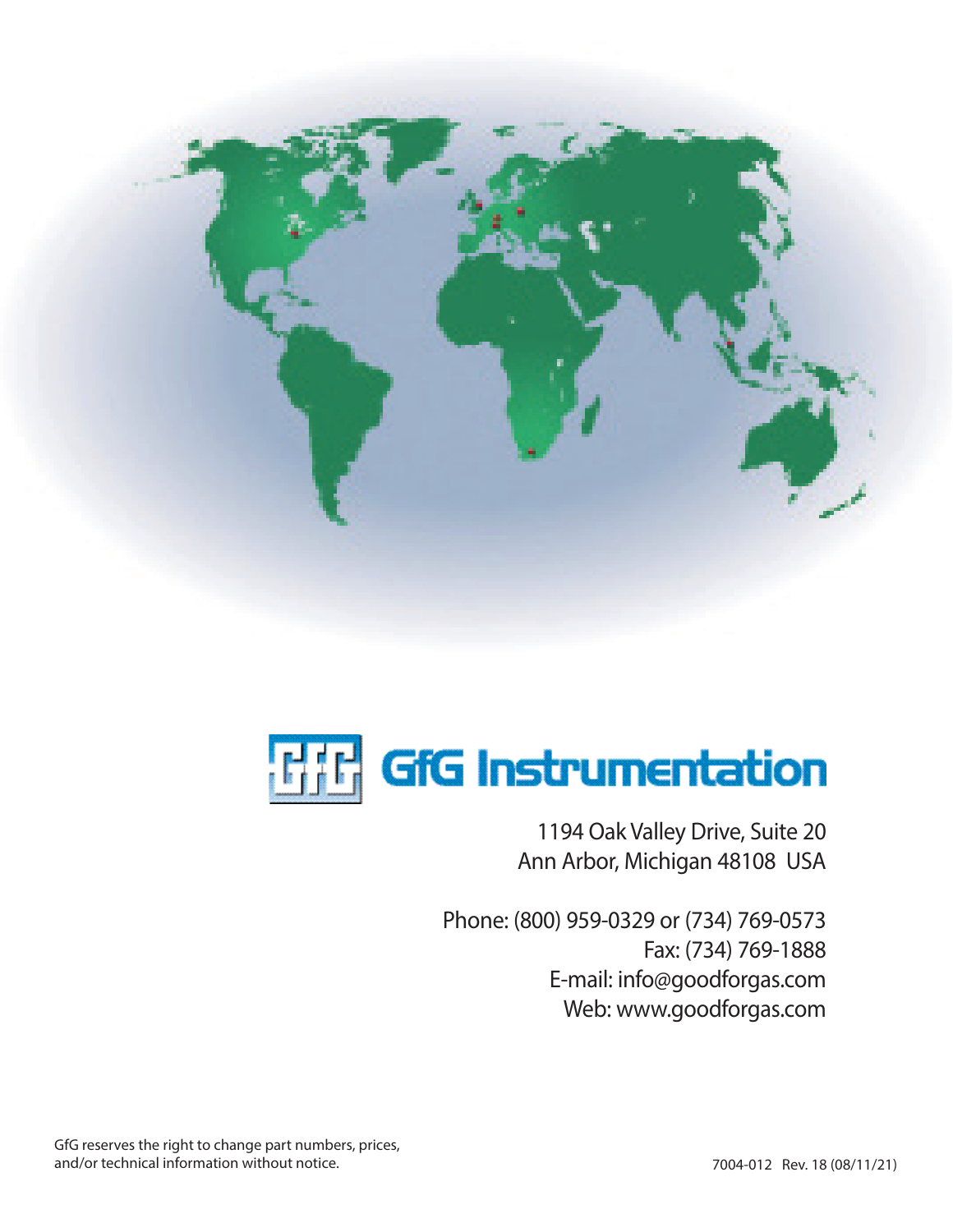GfG Instrumentation

1194 Oak Valley Drive, Suite 20
Ann Arbor, Michigan 48108 USA

Phone: (800) 959-0329 or (734) 769-0573
Fax: (734) 769-1888
E-mail: info@goodforgas.com
Web: www.goodforgas.com

GfG reserves the right to change part numbers, prices, and/or technical information without notice.

7004-012 Rev. 18 (08/11/21)